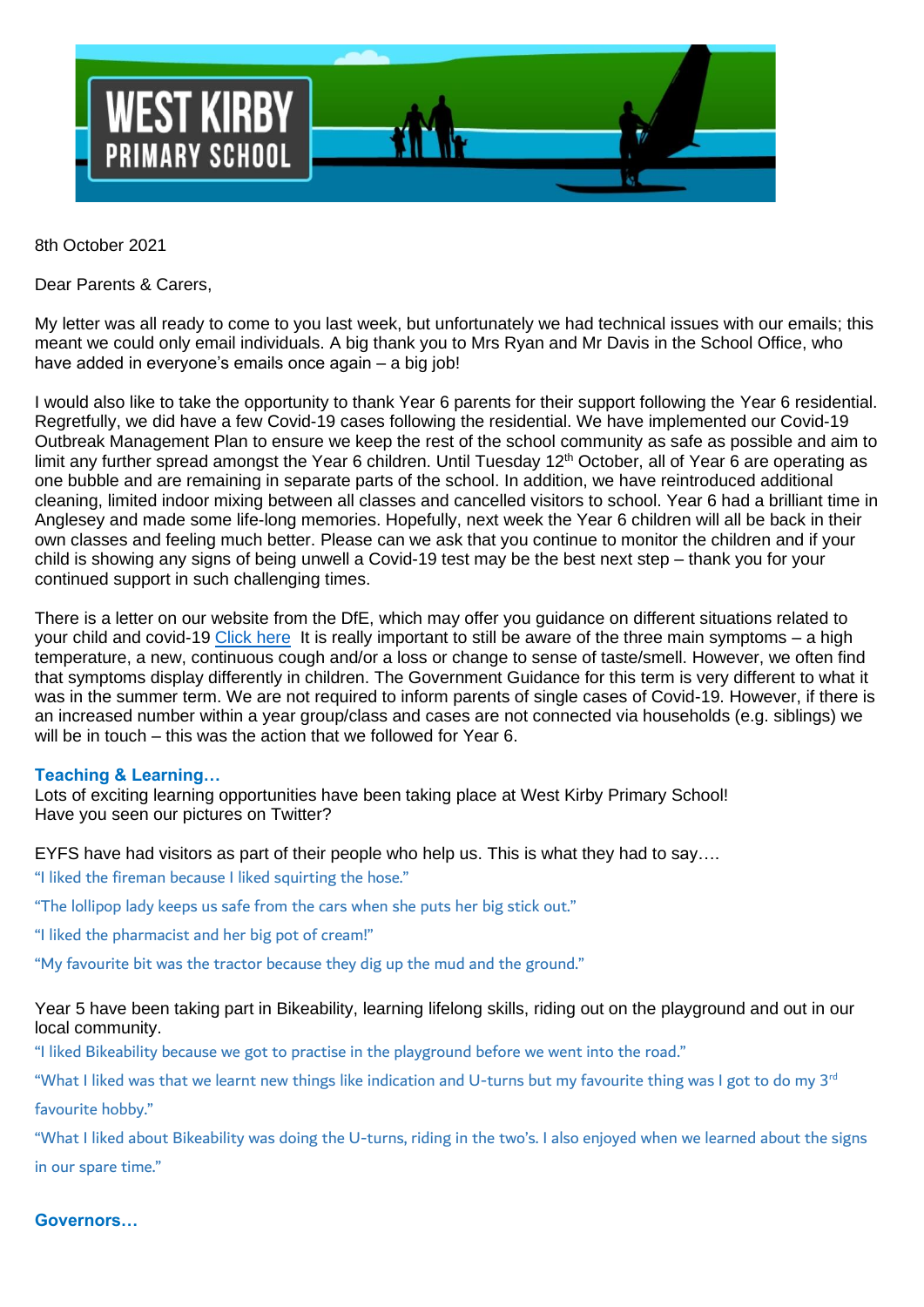WEST KIRBY
PRIMARY SCHOOL

8th October 2021

Dear Parents & Carers,

My letter was all ready to come to you last week, but unfortunately we had technical issues with our emails; this meant we could only email individuals. A big thank you to Mrs Ryan and Mr Davis in the School Office, who have added in everyone's emails once again – a big job!

I would also like to take the opportunity to thank Year 6 parents for their support following the Year 6 residential. Regretfully, we did have a few Covid-19 cases following the residential. We have implemented our Covid-19 Outbreak Management Plan to ensure we keep the rest of the school community as safe as possible and aim to limit any further spread amongst the Year 6 children. Until Tuesday 12th October, all of Year 6 are operating as one bubble and are remaining in separate parts of the school. In addition, we have reintroduced additional cleaning, limited indoor mixing between all classes and cancelled visitors to school. Year 6 had a brilliant time in Anglesey and made some life-long memories. Hopefully, next week the Year 6 children will all be back in their own classes and feeling much better. Please can we ask that you continue to monitor the children and if your child is showing any signs of being unwell a Covid-19 test may be the best next step – thank you for your continued support in such challenging times.

There is a letter on our website from the DfE, which may offer you guidance on different situations related to your child and covid-19 [Click here](#) It is really important to still be aware of the three main symptoms – a high temperature, a new, continuous cough and/or a loss or change to sense of taste/smell. However, we often find that symptoms display differently in children. The Government Guidance for this term is very different to what it was in the summer term. We are not required to inform parents of single cases of Covid-19. However, if there is an increased number within a year group/class and cases are not connected via households (e.g. siblings) we will be in touch – this was the action that we followed for Year 6.

### Teaching & Learning…

Lots of exciting learning opportunities have been taking place at West Kirby Primary School!
Have you seen our pictures on Twitter?

EYFS have had visitors as part of their people who help us. This is what they had to say….

"I liked the fireman because I liked squirting the hose."

"The lollipop lady keeps us safe from the cars when she puts her big stick out."

"I liked the pharmacist and her big pot of cream!"

"My favourite bit was the tractor because they dig up the mud and the ground."

Year 5 have been taking part in Bikeability, learning lifelong skills, riding out on the playground and out in our local community.

"I liked Bikeability because we got to practise in the playground before we went into the road."

"What I liked was that we learnt new things like indication and U-turns but my favourite thing was I got to do my 3rd favourite hobby."

"What I liked about Bikeability was doing the U-turns, riding in the two's. I also enjoyed when we learned about the signs in our spare time."

### Governors…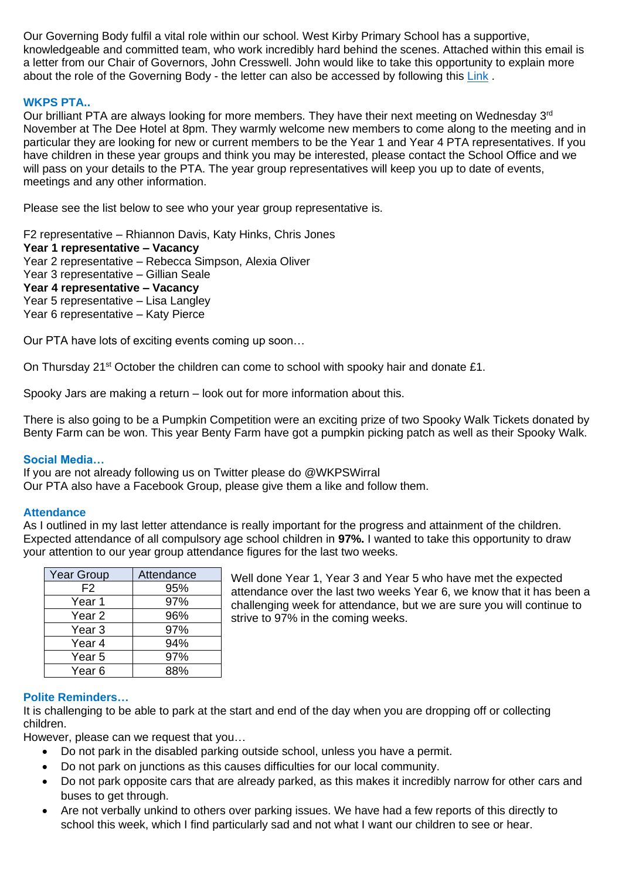Our Governing Body fulfil a vital role within our school. West Kirby Primary School has a supportive, knowledgeable and committed team, who work incredibly hard behind the scenes. Attached within this email is a letter from our Chair of Governors, John Cresswell. John would like to take this opportunity to explain more about the role of the Governing Body - the letter can also be accessed by following this Link .

### WKPS PTA..

Our brilliant PTA are always looking for more members. They have their next meeting on Wednesday 3rd November at The Dee Hotel at 8pm. They warmly welcome new members to come along to the meeting and in particular they are looking for new or current members to be the Year 1 and Year 4 PTA representatives. If you have children in these year groups and think you may be interested, please contact the School Office and we will pass on your details to the PTA. The year group representatives will keep you up to date of events, meetings and any other information.

Please see the list below to see who your year group representative is.

F2 representative – Rhiannon Davis, Katy Hinks, Chris Jones
**Year 1 representative – Vacancy**
Year 2 representative – Rebecca Simpson, Alexia Oliver
Year 3 representative – Gillian Seale
**Year 4 representative – Vacancy**
Year 5 representative – Lisa Langley
Year 6 representative – Katy Pierce

Our PTA have lots of exciting events coming up soon…

On Thursday 21st October the children can come to school with spooky hair and donate £1.

Spooky Jars are making a return – look out for more information about this.

There is also going to be a Pumpkin Competition were an exciting prize of two Spooky Walk Tickets donated by Benty Farm can be won. This year Benty Farm have got a pumpkin picking patch as well as their Spooky Walk.

### Social Media…

If you are not already following us on Twitter please do @WKPSWirral
Our PTA also have a Facebook Group, please give them a like and follow them.

### Attendance

As I outlined in my last letter attendance is really important for the progress and attainment of the children. Expected attendance of all compulsory age school children in **97%.** I wanted to take this opportunity to draw your attention to our year group attendance figures for the last two weeks.

| Year Group | Attendance |
|---|---|
| F2 | 95% |
| Year 1 | 97% |
| Year 2 | 96% |
| Year 3 | 97% |
| Year 4 | 94% |
| Year 5 | 97% |
| Year 6 | 88% |

Well done Year 1, Year 3 and Year 5 who have met the expected attendance over the last two weeks Year 6, we know that it has been a challenging week for attendance, but we are sure you will continue to strive to 97% in the coming weeks.

### Polite Reminders…

It is challenging to be able to park at the start and end of the day when you are dropping off or collecting children.
However, please can we request that you…

- Do not park in the disabled parking outside school, unless you have a permit.
- Do not park on junctions as this causes difficulties for our local community.
- Do not park opposite cars that are already parked, as this makes it incredibly narrow for other cars and buses to get through.
- Are not verbally unkind to others over parking issues. We have had a few reports of this directly to school this week, which I find particularly sad and not what I want our children to see or hear.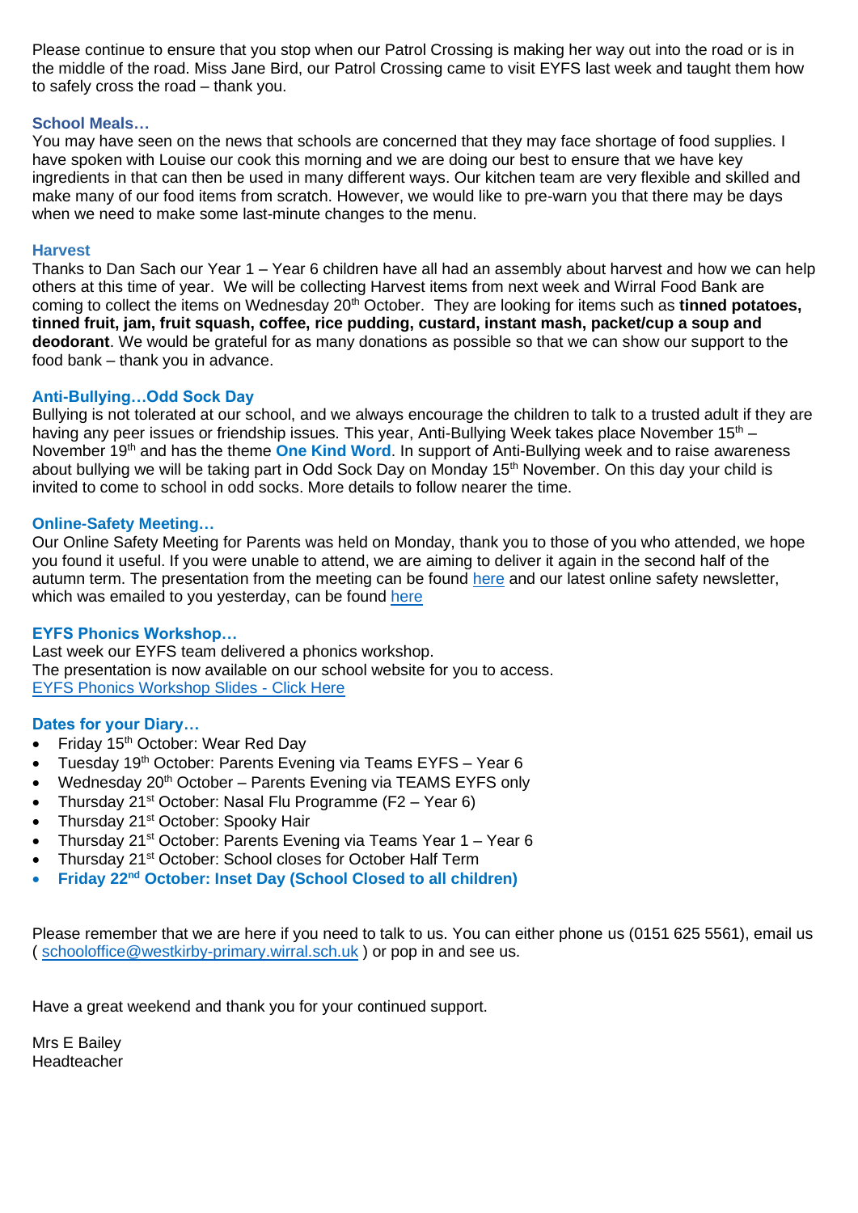Please continue to ensure that you stop when our Patrol Crossing is making her way out into the road or is in the middle of the road. Miss Jane Bird, our Patrol Crossing came to visit EYFS last week and taught them how to safely cross the road – thank you.

### School Meals…

You may have seen on the news that schools are concerned that they may face shortage of food supplies. I have spoken with Louise our cook this morning and we are doing our best to ensure that we have key ingredients in that can then be used in many different ways. Our kitchen team are very flexible and skilled and make many of our food items from scratch. However, we would like to pre-warn you that there may be days when we need to make some last-minute changes to the menu.

### Harvest

Thanks to Dan Sach our Year 1 – Year 6 children have all had an assembly about harvest and how we can help others at this time of year. We will be collecting Harvest items from next week and Wirral Food Bank are coming to collect the items on Wednesday 20th October. They are looking for items such as **tinned potatoes, tinned fruit, jam, fruit squash, coffee, rice pudding, custard, instant mash, packet/cup a soup and deodorant**. We would be grateful for as many donations as possible so that we can show our support to the food bank – thank you in advance.

### Anti-Bullying…Odd Sock Day

Bullying is not tolerated at our school, and we always encourage the children to talk to a trusted adult if they are having any peer issues or friendship issues. This year, Anti-Bullying Week takes place November 15th – November 19th and has the theme **One Kind Word**. In support of Anti-Bullying week and to raise awareness about bullying we will be taking part in Odd Sock Day on Monday 15th November. On this day your child is invited to come to school in odd socks. More details to follow nearer the time.

### Online-Safety Meeting…

Our Online Safety Meeting for Parents was held on Monday, thank you to those of you who attended, we hope you found it useful. If you were unable to attend, we are aiming to deliver it again in the second half of the autumn term. The presentation from the meeting can be found here and our latest online safety newsletter, which was emailed to you yesterday, can be found here

### EYFS Phonics Workshop…

Last week our EYFS team delivered a phonics workshop.
The presentation is now available on our school website for you to access.
EYFS Phonics Workshop Slides - Click Here

### Dates for your Diary…

- Friday 15th October: Wear Red Day
- Tuesday 19th October: Parents Evening via Teams EYFS – Year 6
- Wednesday 20th October – Parents Evening via TEAMS EYFS only
- Thursday 21st October: Nasal Flu Programme (F2 – Year 6)
- Thursday 21st October: Spooky Hair
- Thursday 21st October: Parents Evening via Teams Year 1 – Year 6
- Thursday 21st October: School closes for October Half Term
- **Friday 22nd October: Inset Day (School Closed to all children)**

Please remember that we are here if you need to talk to us. You can either phone us (0151 625 5561), email us ( schooloffice@westkirby-primary.wirral.sch.uk ) or pop in and see us.

Have a great weekend and thank you for your continued support.

Mrs E Bailey
Headteacher